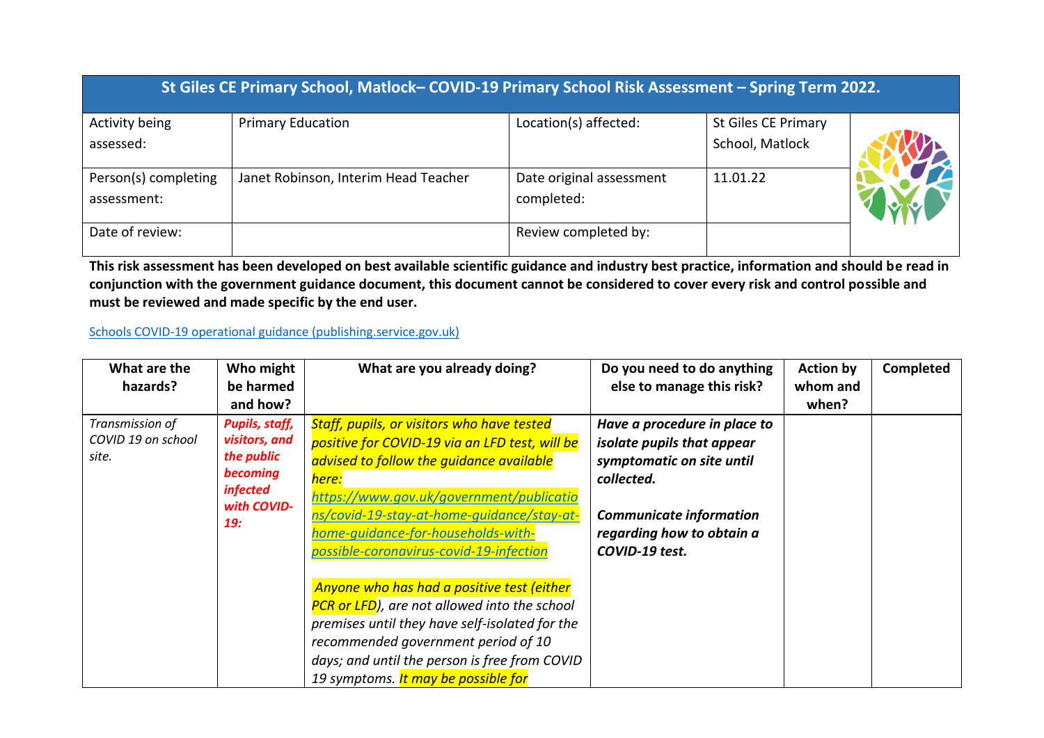| St Giles CE Primary School, Matlock– COVID-19 Primary School Risk Assessment – Spring Term 2022. | | | | |
|---|---|---|---|---|
| Activity being assessed: | Primary Education | Location(s) affected: | St Giles CE Primary School, Matlock | |
| Person(s) completing assessment: | Janet Robinson, Interim Head Teacher | Date original assessment completed: | 11.01.22 | |
| Date of review: | | Review completed by: | | |

**This risk assessment has been developed on best available scientific guidance and industry best practice, information and should be read in conjunction with the government guidance document, this document cannot be considered to cover every risk and control possible and must be reviewed and made specific by the end user.**

[Schools COVID-19 operational guidance (publishing.service.gov.uk)](https://www.gov.uk/government/publications/actions-for-schools-during-the-coronavirus-outbreak)

| What are the hazards? | Who might be harmed and how? | What are you already doing? | Do you need to do anything else to manage this risk? | Action by whom and when? | Completed |
|---|---|---|---|---|---|
| *Transmission of COVID 19 on school site.* | ***Pupils, staff, visitors, and the public becoming infected with COVID-19:*** | *Staff, pupils, or visitors who have tested positive for COVID-19 via an LFD test, will be advised to follow the guidance available here: [https://www.gov.uk/government/publications/covid-19-stay-at-home-guidance/stay-at-home-guidance-for-households-with-possible-coronavirus-covid-19-infection](https://www.gov.uk/government/publications/covid-19-stay-at-home-guidance/stay-at-home-guidance-for-households-with-possible-coronavirus-covid-19-infection)*<br><br>*Anyone who has had a positive test (either PCR or LFD), are not allowed into the school premises until they have self-isolated for the recommended government period of 10 days; and until the person is free from COVID 19 symptoms. It may be possible for* | ***Have a procedure in place to isolate pupils that appear symptomatic on site until collected.***<br><br>***Communicate information regarding how to obtain a COVID-19 test.*** | | |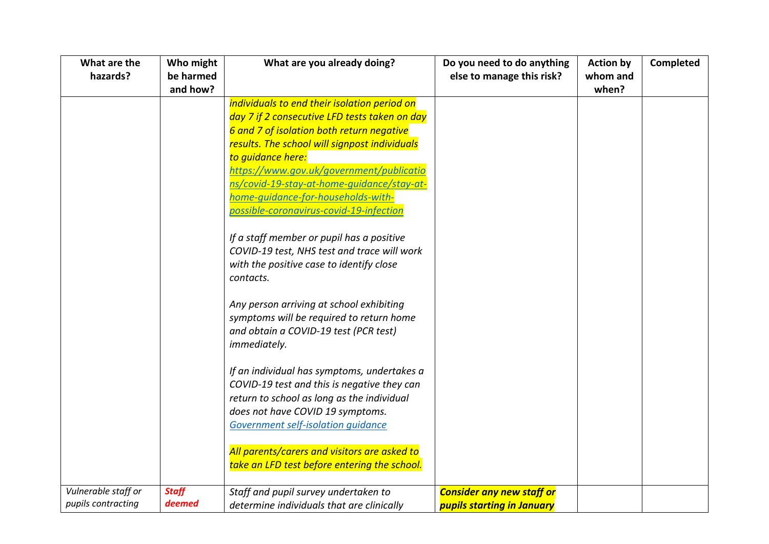| What are the hazards? | Who might be harmed and how? | What are you already doing? | Do you need to do anything else to manage this risk? | Action by whom and when? | Completed |
|---|---|---|---|---|---|
| | | *individuals to end their isolation period on day 7 if 2 consecutive LFD tests taken on day 6 and 7 of isolation both return negative results. The school will signpost individuals to guidance here: [https://www.gov.uk/government/publications/covid-19-stay-at-home-guidance/stay-at-home-guidance-for-households-with-possible-coronavirus-covid-19-infection](https://www.gov.uk/government/publications/covid-19-stay-at-home-guidance/stay-at-home-guidance-for-households-with-possible-coronavirus-covid-19-infection)*<br><br>*If a staff member or pupil has a positive COVID-19 test, NHS test and trace will work with the positive case to identify close contacts.*<br><br>*Any person arriving at school exhibiting symptoms will be required to return home and obtain a COVID-19 test (PCR test) immediately.*<br><br>*If an individual has symptoms, undertakes a COVID-19 test and this is negative they can return to school as long as the individual does not have COVID 19 symptoms. Government self-isolation guidance*<br><br>*All parents/carers and visitors are asked to take an LFD test before entering the school.* | | | |
| *Vulnerable staff or pupils contracting* | ***Staff deemed*** | *Staff and pupil survey undertaken to determine individuals that are clinically* | ***Consider any new staff or pupils starting in January*** | | |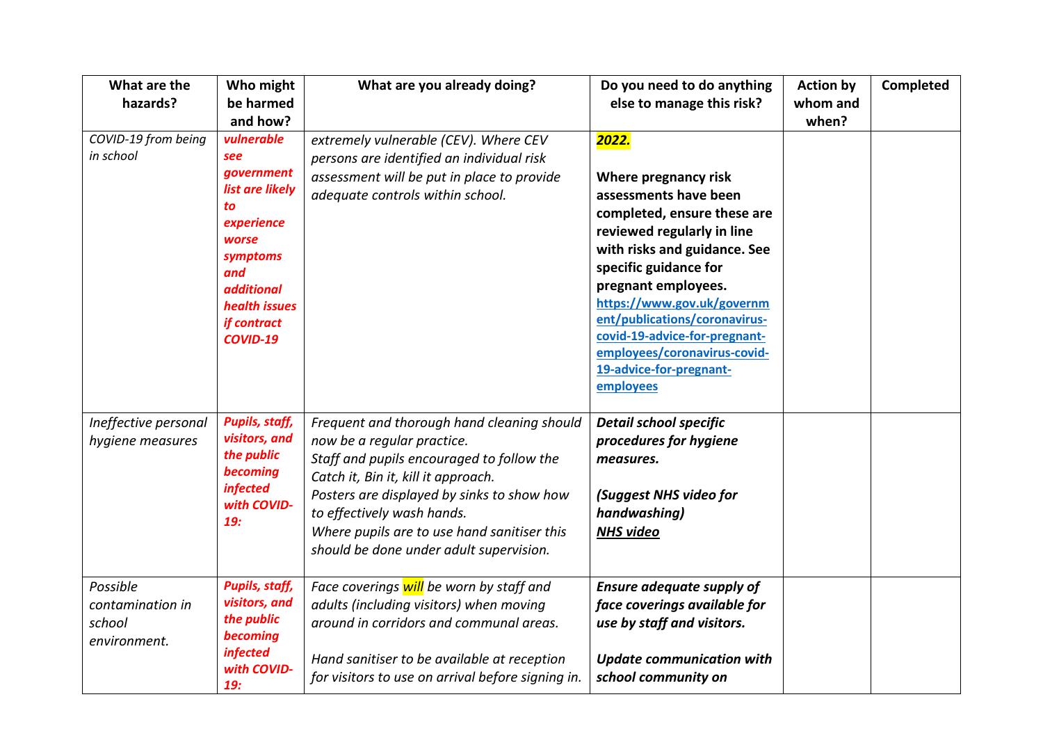| What are the hazards? | Who might be harmed and how? | What are you already doing? | Do you need to do anything else to manage this risk? | Action by whom and when? | Completed |
|---|---|---|---|---|---|
| *COVID-19 from being in school* | ***vulnerable see government list are likely to experience worse symptoms and additional health issues if contract COVID-19*** | *extremely vulnerable (CEV). Where CEV persons are identified an individual risk assessment will be put in place to provide adequate controls within school.* | ***2022.*** <br><br> **Where pregnancy risk assessments have been completed, ensure these are reviewed regularly in line with risks and guidance. See specific guidance for pregnant employees.** **https://www.gov.uk/government/publications/coronavirus-covid-19-advice-for-pregnant-employees/coronavirus-covid-19-advice-for-pregnant-employees** | | |
| *Ineffective personal hygiene measures* | ***Pupils, staff, visitors, and the public becoming infected with COVID-19:*** | *Frequent and thorough hand cleaning should now be a regular practice.* <br> *Staff and pupils encouraged to follow the Catch it, Bin it, kill it approach.* <br> *Posters are displayed by sinks to show how to effectively wash hands.* <br> *Where pupils are to use hand sanitiser this should be done under adult supervision.* | ***Detail school specific procedures for hygiene measures.*** <br><br> ***(Suggest NHS video for handwashing)*** <br> ***NHS video*** | | |
| *Possible contamination in school environment.* | ***Pupils, staff, visitors, and the public becoming infected with COVID-19:*** | *Face coverings will be worn by staff and adults (including visitors) when moving around in corridors and communal areas.* <br><br> *Hand sanitiser to be available at reception for visitors to use on arrival before signing in.* | ***Ensure adequate supply of face coverings available for use by staff and visitors.*** <br><br> ***Update communication with school community on*** | | |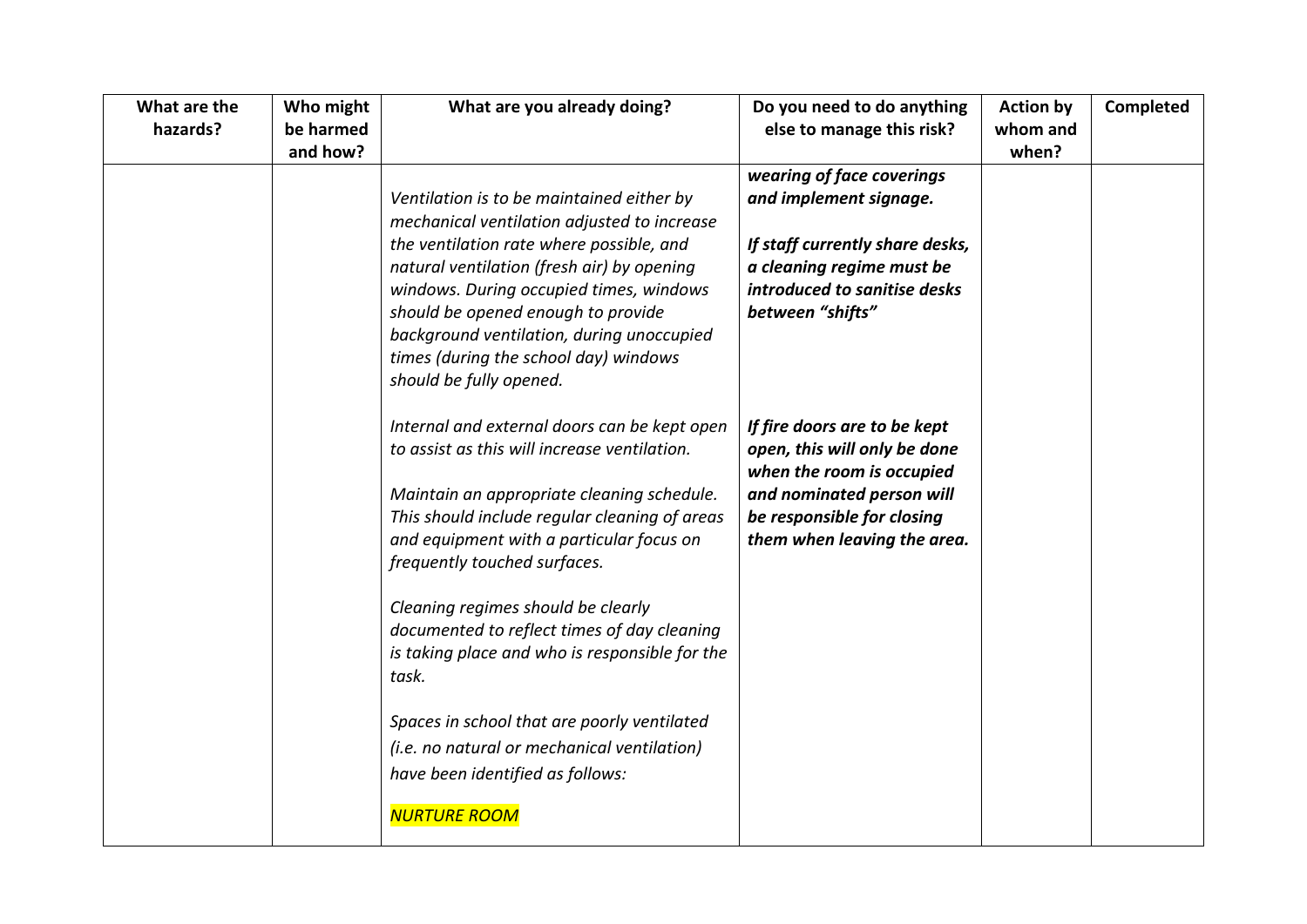| What are the hazards? | Who might be harmed and how? | What are you already doing? | Do you need to do anything else to manage this risk? | Action by whom and when? | Completed |
|---|---|---|---|---|---|
| | | *Ventilation is to be maintained either by mechanical ventilation adjusted to increase the ventilation rate where possible, and natural ventilation (fresh air) by opening windows. During occupied times, windows should be opened enough to provide background ventilation, during unoccupied times (during the school day) windows should be fully opened.*<br><br>*Internal and external doors can be kept open to assist as this will increase ventilation.*<br><br>*Maintain an appropriate cleaning schedule. This should include regular cleaning of areas and equipment with a particular focus on frequently touched surfaces.*<br><br>*Cleaning regimes should be clearly documented to reflect times of day cleaning is taking place and who is responsible for the task.*<br><br>*Spaces in school that are poorly ventilated (i.e. no natural or mechanical ventilation) have been identified as follows:*<br><br>*NURTURE ROOM* | ***wearing of face coverings and implement signage.***<br><br>***If staff currently share desks, a cleaning regime must be introduced to sanitise desks between "shifts"***<br><br>***If fire doors are to be kept open, this will only be done when the room is occupied and nominated person will be responsible for closing them when leaving the area.*** | | |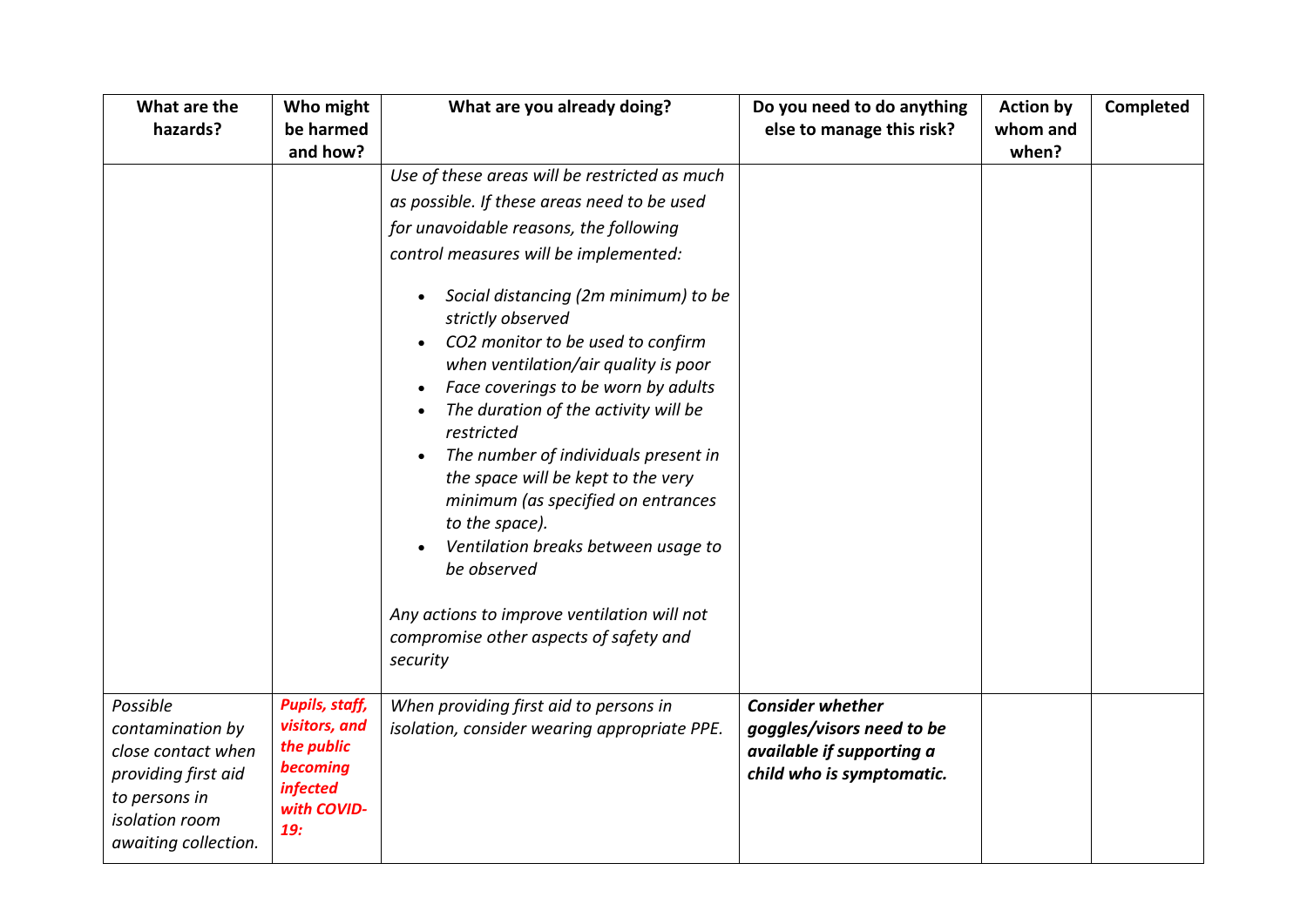| What are the hazards? | Who might be harmed and how? | What are you already doing? | Do you need to do anything else to manage this risk? | Action by whom and when? | Completed |
|---|---|---|---|---|---|
| | | *Use of these areas will be restricted as much as possible. If these areas need to be used for unavoidable reasons, the following control measures will be implemented:*<br><br>• *Social distancing (2m minimum) to be strictly observed*<br>• *$CO_2$ monitor to be used to confirm when ventilation/air quality is poor*<br>• *Face coverings to be worn by adults*<br>• *The duration of the activity will be restricted*<br>• *The number of individuals present in the space will be kept to the very minimum (as specified on entrances to the space).*<br>• *Ventilation breaks between usage to be observed*<br><br>*Any actions to improve ventilation will not compromise other aspects of safety and security* | | | |
| *Possible contamination by close contact when providing first aid to persons in isolation room awaiting collection.* | ***Pupils, staff, visitors, and the public becoming infected with COVID-19:*** | *When providing first aid to persons in isolation, consider wearing appropriate PPE.* | ***Consider whether goggles/visors need to be available if supporting a child who is symptomatic.*** | | |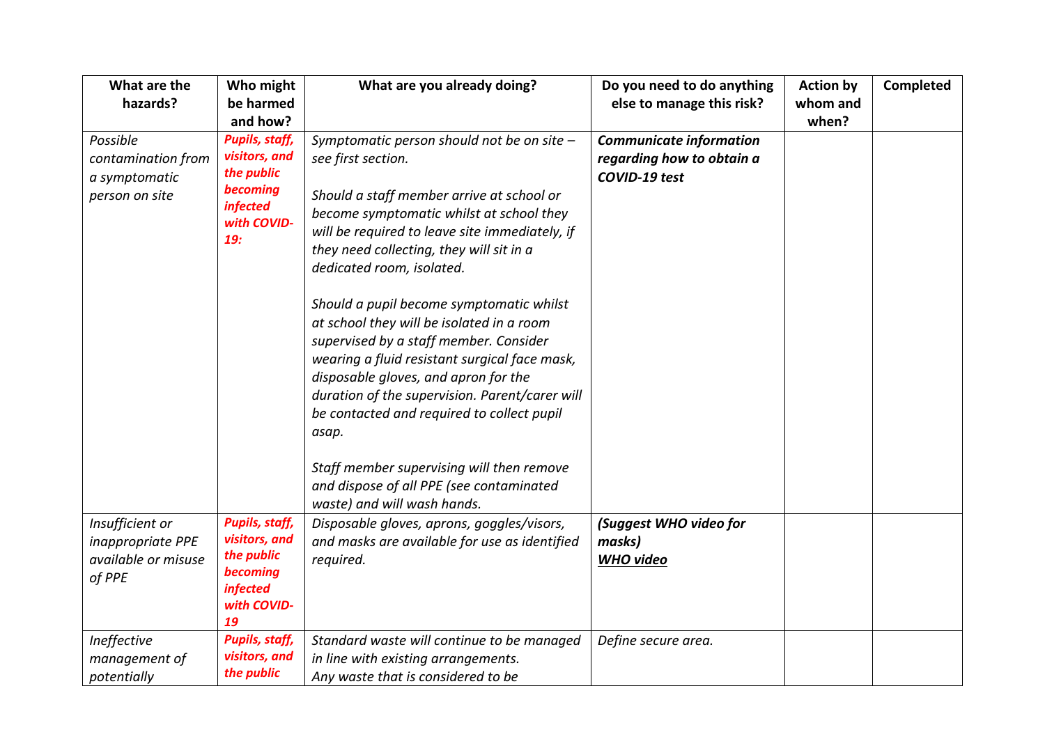| What are the hazards? | Who might be harmed and how? | What are you already doing? | Do you need to do anything else to manage this risk? | Action by whom and when? | Completed |
|---|---|---|---|---|---|
| *Possible contamination from a symptomatic person on site* | ***Pupils, staff, visitors, and the public becoming infected with COVID-19:*** | *Symptomatic person should not be on site – see first section.*<br><br>*Should a staff member arrive at school or become symptomatic whilst at school they will be required to leave site immediately, if they need collecting, they will sit in a dedicated room, isolated.*<br><br>*Should a pupil become symptomatic whilst at school they will be isolated in a room supervised by a staff member. Consider wearing a fluid resistant surgical face mask, disposable gloves, and apron for the duration of the supervision. Parent/carer will be contacted and required to collect pupil asap.*<br><br>*Staff member supervising will then remove and dispose of all PPE (see contaminated waste) and will wash hands.* | ***Communicate information regarding how to obtain a COVID-19 test*** | | |
| *Insufficient or inappropriate PPE available or misuse of PPE* | ***Pupils, staff, visitors, and the public becoming infected with COVID-19*** | *Disposable gloves, aprons, goggles/visors, and masks are available for use as identified required.* | ***(Suggest WHO video for masks)***<br>***WHO video*** | | |
| *Ineffective management of potentially* | ***Pupils, staff, visitors, and the public*** | *Standard waste will continue to be managed in line with existing arrangements.*<br>*Any waste that is considered to be* | *Define secure area.* | | |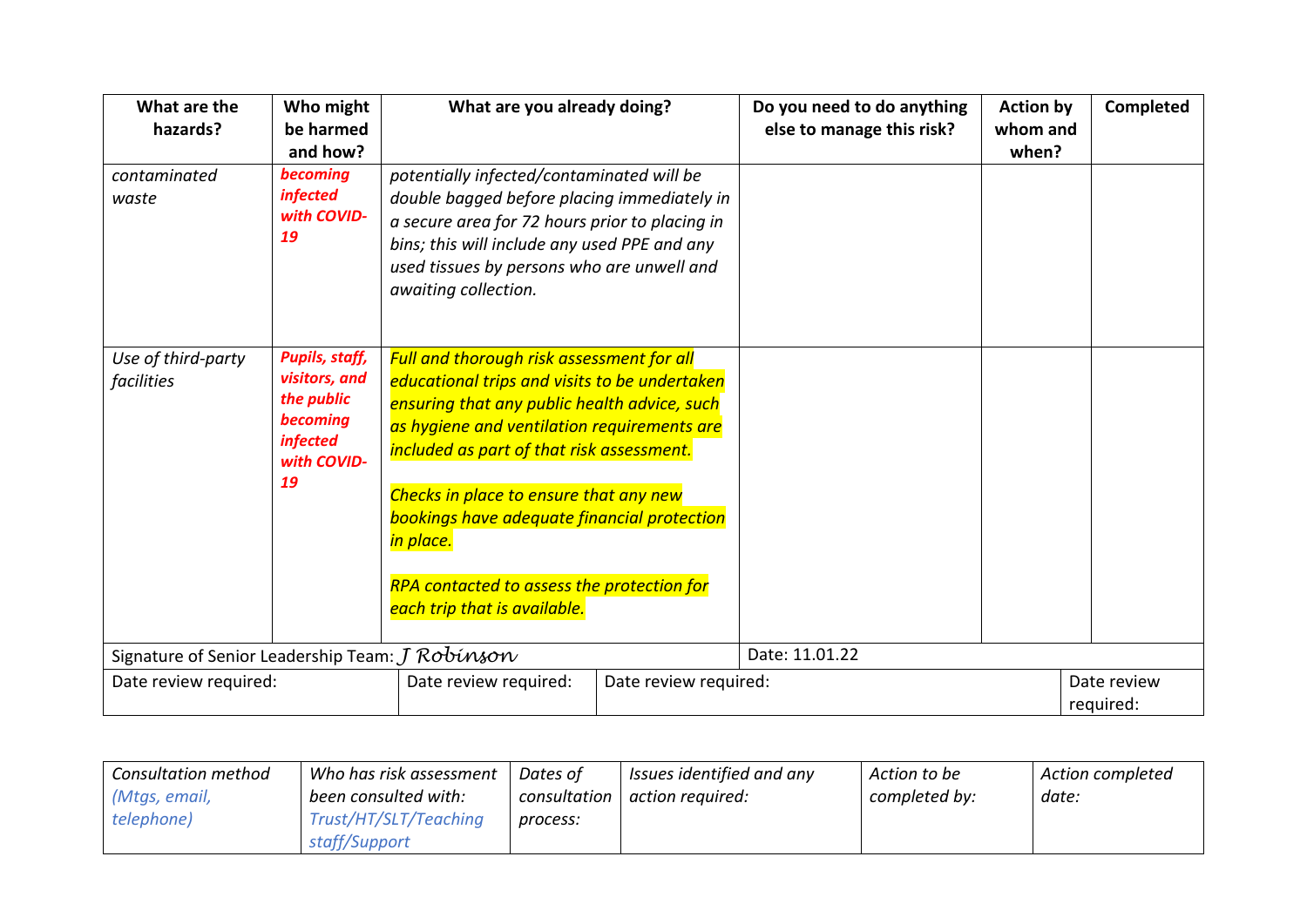| What are the hazards? | Who might be harmed and how? | What are you already doing? | Do you need to do anything else to manage this risk? | Action by whom and when? | Completed |
|---|---|---|---|---|---|
| *contaminated waste* | ***becoming infected with COVID-19*** | *potentially infected/contaminated will be double bagged before placing immediately in a secure area for 72 hours prior to placing in bins; this will include any used PPE and any used tissues by persons who are unwell and awaiting collection.* | | | |
| *Use of third-party facilities* | ***Pupils, staff, visitors, and the public becoming infected with COVID-19*** | *Full and thorough risk assessment for all educational trips and visits to be undertaken ensuring that any public health advice, such as hygiene and ventilation requirements are included as part of that risk assessment.*<br><br>*Checks in place to ensure that any new bookings have adequate financial protection in place.*<br><br>*RPA contacted to assess the protection for each trip that is available.* | | | |
| Signature of Senior Leadership Team: J Robinson | | | Date: 11.01.22 | | |

| Date review required: | Date review required: | Date review required: | Date review required: |
|---|---|---|---|

| *Consultation method (Mtgs, email, telephone)* | *Who has risk assessment been consulted with: Trust/HT/SLT/Teaching staff/Support* | *Dates of consultation process:* | *Issues identified and any action required:* | *Action to be completed by:* | *Action completed date:* |
|---|---|---|---|---|---|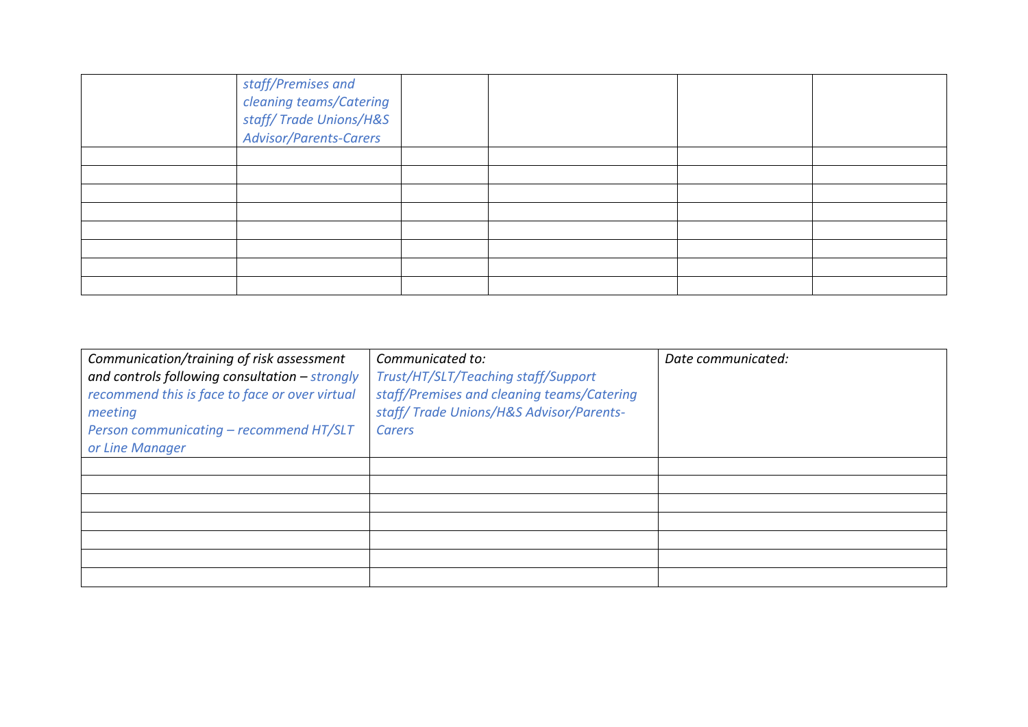| | | | | | |
|---|---|---|---|---|---|
| | *staff/Premises and cleaning teams/Catering staff/ Trade Unions/H&S Advisor/Parents-Carers* | | | | |
| | | | | | |
| | | | | | |
| | | | | | |
| | | | | | |
| | | | | | |
| | | | | | |
| | | | | | |
| | | | | | |

| *Communication/training of risk assessment and controls following consultation – strongly recommend this is face to face or over virtual meeting* *Person communicating – recommend HT/SLT or Line Manager* | *Communicated to:* *Trust/HT/SLT/Teaching staff/Support staff/Premises and cleaning teams/Catering staff/ Trade Unions/H&S Advisor/Parents-Carers* | *Date communicated:* |
|---|---|---|
| | | |
| | | |
| | | |
| | | |
| | | |
| | | |
| | | |